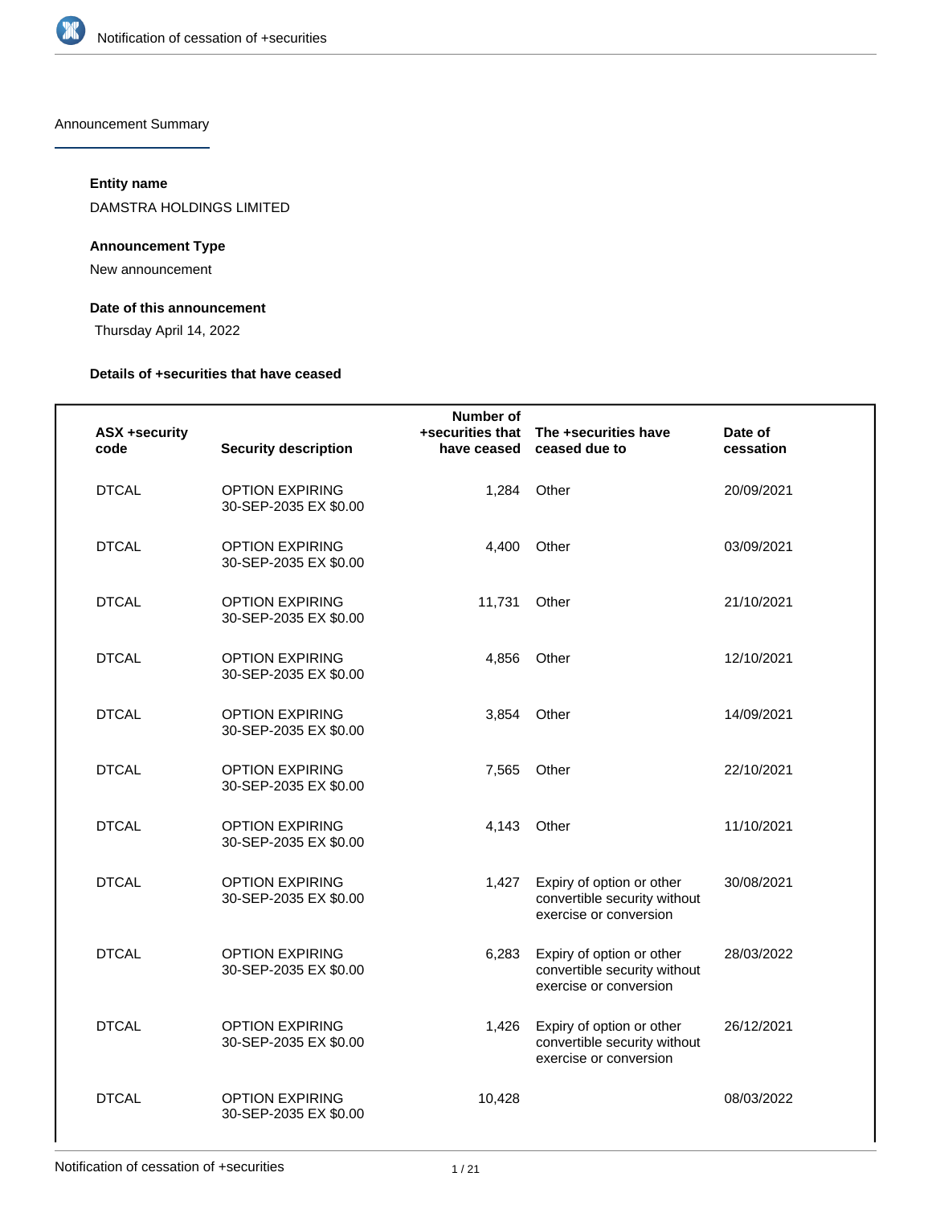Announcement Summary

**Entity name**

DAMSTRA HOLDINGS LIMITED

**Announcement Type**

New announcement

**Date of this announcement**

Thursday April 14, 2022

**Details of +securities that have ceased**

| ASX +security code | Security description | Number of +securities that have ceased | The +securities have ceased due to | Date of cessation |
|---|---|---|---|---|
| DTCAL | OPTION EXPIRING 30-SEP-2035 EX $0.00 | 1,284 | Other | 20/09/2021 |
| DTCAL | OPTION EXPIRING 30-SEP-2035 EX $0.00 | 4,400 | Other | 03/09/2021 |
| DTCAL | OPTION EXPIRING 30-SEP-2035 EX $0.00 | 11,731 | Other | 21/10/2021 |
| DTCAL | OPTION EXPIRING 30-SEP-2035 EX $0.00 | 4,856 | Other | 12/10/2021 |
| DTCAL | OPTION EXPIRING 30-SEP-2035 EX $0.00 | 3,854 | Other | 14/09/2021 |
| DTCAL | OPTION EXPIRING 30-SEP-2035 EX $0.00 | 7,565 | Other | 22/10/2021 |
| DTCAL | OPTION EXPIRING 30-SEP-2035 EX $0.00 | 4,143 | Other | 11/10/2021 |
| DTCAL | OPTION EXPIRING 30-SEP-2035 EX $0.00 | 1,427 | Expiry of option or other convertible security without exercise or conversion | 30/08/2021 |
| DTCAL | OPTION EXPIRING 30-SEP-2035 EX $0.00 | 6,283 | Expiry of option or other convertible security without exercise or conversion | 28/03/2022 |
| DTCAL | OPTION EXPIRING 30-SEP-2035 EX $0.00 | 1,426 | Expiry of option or other convertible security without exercise or conversion | 26/12/2021 |
| DTCAL | OPTION EXPIRING 30-SEP-2035 EX $0.00 | 10,428 | | 08/03/2022 |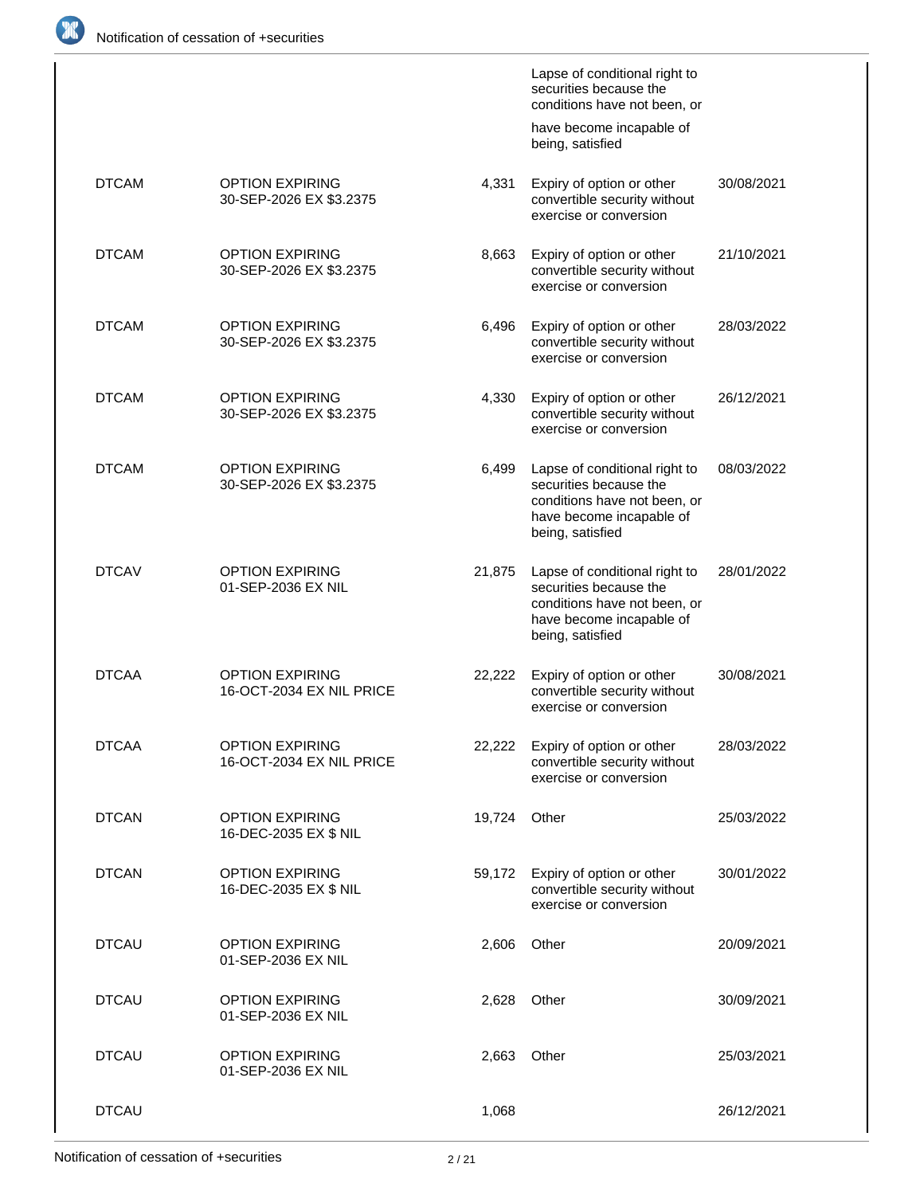| | | | | |
|---|---|---|---|---|
| | | | Lapse of conditional right to securities because the conditions have not been, or have become incapable of being, satisfied | |
| DTCAM | OPTION EXPIRING 30-SEP-2026 EX $3.2375 | 4,331 | Expiry of option or other convertible security without exercise or conversion | 30/08/2021 |
| DTCAM | OPTION EXPIRING 30-SEP-2026 EX $3.2375 | 8,663 | Expiry of option or other convertible security without exercise or conversion | 21/10/2021 |
| DTCAM | OPTION EXPIRING 30-SEP-2026 EX $3.2375 | 6,496 | Expiry of option or other convertible security without exercise or conversion | 28/03/2022 |
| DTCAM | OPTION EXPIRING 30-SEP-2026 EX $3.2375 | 4,330 | Expiry of option or other convertible security without exercise or conversion | 26/12/2021 |
| DTCAM | OPTION EXPIRING 30-SEP-2026 EX $3.2375 | 6,499 | Lapse of conditional right to securities because the conditions have not been, or have become incapable of being, satisfied | 08/03/2022 |
| DTCAV | OPTION EXPIRING 01-SEP-2036 EX NIL | 21,875 | Lapse of conditional right to securities because the conditions have not been, or have become incapable of being, satisfied | 28/01/2022 |
| DTCAA | OPTION EXPIRING 16-OCT-2034 EX NIL PRICE | 22,222 | Expiry of option or other convertible security without exercise or conversion | 30/08/2021 |
| DTCAA | OPTION EXPIRING 16-OCT-2034 EX NIL PRICE | 22,222 | Expiry of option or other convertible security without exercise or conversion | 28/03/2022 |
| DTCAN | OPTION EXPIRING 16-DEC-2035 EX $ NIL | 19,724 | Other | 25/03/2022 |
| DTCAN | OPTION EXPIRING 16-DEC-2035 EX $ NIL | 59,172 | Expiry of option or other convertible security without exercise or conversion | 30/01/2022 |
| DTCAU | OPTION EXPIRING 01-SEP-2036 EX NIL | 2,606 | Other | 20/09/2021 |
| DTCAU | OPTION EXPIRING 01-SEP-2036 EX NIL | 2,628 | Other | 30/09/2021 |
| DTCAU | OPTION EXPIRING 01-SEP-2036 EX NIL | 2,663 | Other | 25/03/2021 |
| DTCAU | | 1,068 | | 26/12/2021 |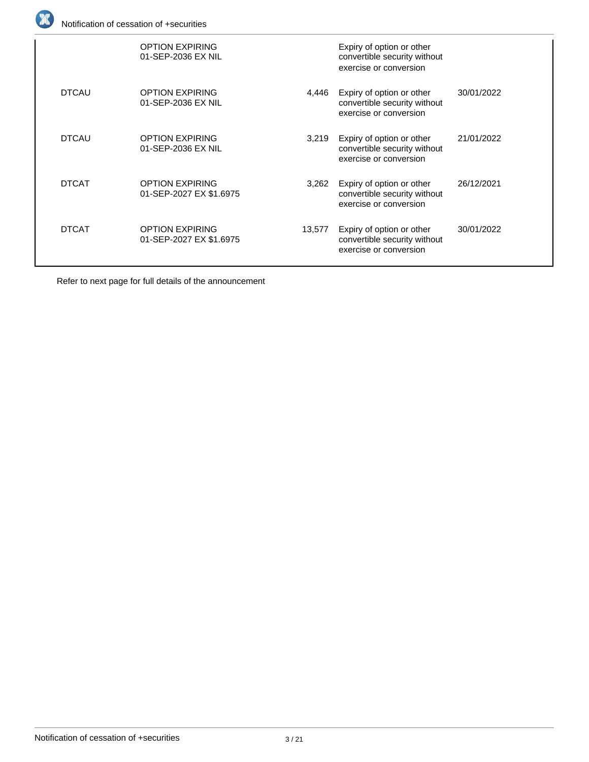| | | | | |
|---|---|---|---|---|
| | OPTION EXPIRING 01-SEP-2036 EX NIL | | Expiry of option or other convertible security without exercise or conversion | |
| DTCAU | OPTION EXPIRING 01-SEP-2036 EX NIL | 4,446 | Expiry of option or other convertible security without exercise or conversion | 30/01/2022 |
| DTCAU | OPTION EXPIRING 01-SEP-2036 EX NIL | 3,219 | Expiry of option or other convertible security without exercise or conversion | 21/01/2022 |
| DTCAT | OPTION EXPIRING 01-SEP-2027 EX $1.6975 | 3,262 | Expiry of option or other convertible security without exercise or conversion | 26/12/2021 |
| DTCAT | OPTION EXPIRING 01-SEP-2027 EX $1.6975 | 13,577 | Expiry of option or other convertible security without exercise or conversion | 30/01/2022 |

Refer to next page for full details of the announcement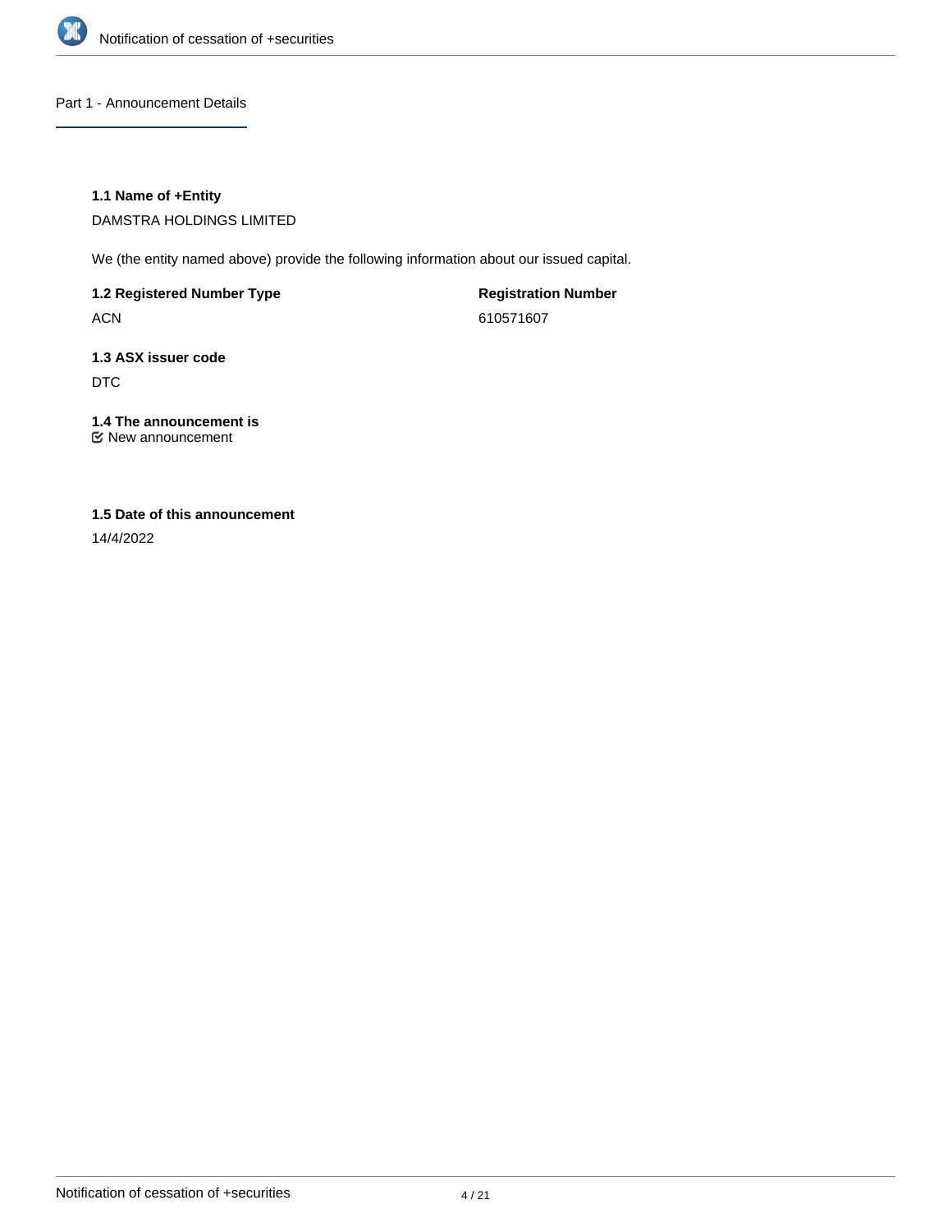## Part 1 - Announcement Details

### 1.1 Name of +Entity

DAMSTRA HOLDINGS LIMITED

We (the entity named above) provide the following information about our issued capital.

**1.2 Registered Number Type**

ACN

**Registration Number**

610571607

### 1.3 ASX issuer code

DTC

### 1.4 The announcement is

☑ New announcement

### 1.5 Date of this announcement

14/4/2022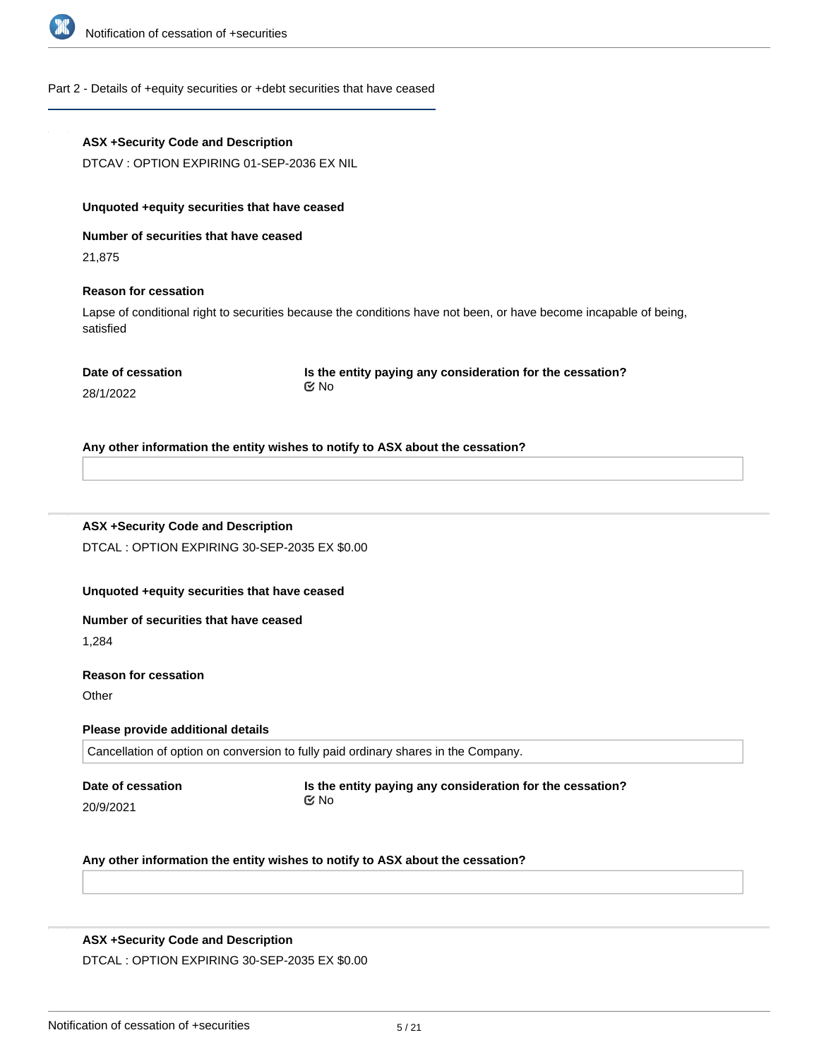## Part 2 - Details of +equity securities or +debt securities that have ceased

**ASX +Security Code and Description**

DTCAV : OPTION EXPIRING 01-SEP-2036 EX NIL

**Unquoted +equity securities that have ceased**

**Number of securities that have ceased**

21,875

**Reason for cessation**

Lapse of conditional right to securities because the conditions have not been, or have become incapable of being, satisfied

**Date of cessation**

28/1/2022

**Is the entity paying any consideration for the cessation?**

No

**Any other information the entity wishes to notify to ASX about the cessation?**

---

**ASX +Security Code and Description**

DTCAL : OPTION EXPIRING 30-SEP-2035 EX $0.00

**Unquoted +equity securities that have ceased**

**Number of securities that have ceased**

1,284

**Reason for cessation**

Other

**Please provide additional details**

Cancellation of option on conversion to fully paid ordinary shares in the Company.

**Date of cessation**

20/9/2021

**Is the entity paying any consideration for the cessation?**

No

**Any other information the entity wishes to notify to ASX about the cessation?**

---

**ASX +Security Code and Description**

DTCAL : OPTION EXPIRING 30-SEP-2035 EX $0.00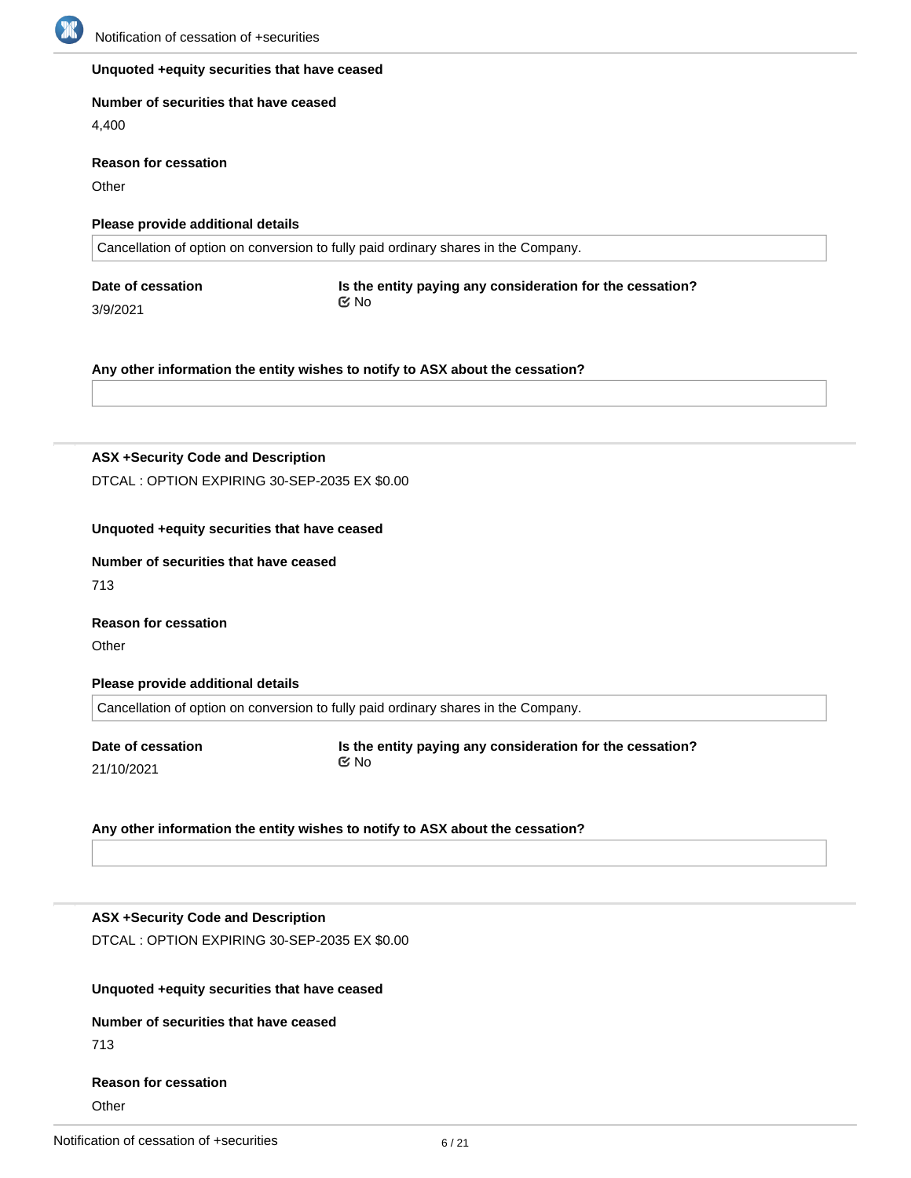**Unquoted +equity securities that have ceased**

**Number of securities that have ceased**

4,400

**Reason for cessation**

Other

**Please provide additional details**

Cancellation of option on conversion to fully paid ordinary shares in the Company.

**Date of cessation**

3/9/2021

**Is the entity paying any consideration for the cessation?**

No

**Any other information the entity wishes to notify to ASX about the cessation?**

---

**ASX +Security Code and Description**

DTCAL : OPTION EXPIRING 30-SEP-2035 EX $0.00

**Unquoted +equity securities that have ceased**

**Number of securities that have ceased**

713

**Reason for cessation**

Other

**Please provide additional details**

Cancellation of option on conversion to fully paid ordinary shares in the Company.

**Date of cessation**

21/10/2021

**Is the entity paying any consideration for the cessation?**

No

**Any other information the entity wishes to notify to ASX about the cessation?**

---

**ASX +Security Code and Description**

DTCAL : OPTION EXPIRING 30-SEP-2035 EX $0.00

**Unquoted +equity securities that have ceased**

**Number of securities that have ceased**

713

**Reason for cessation**

Other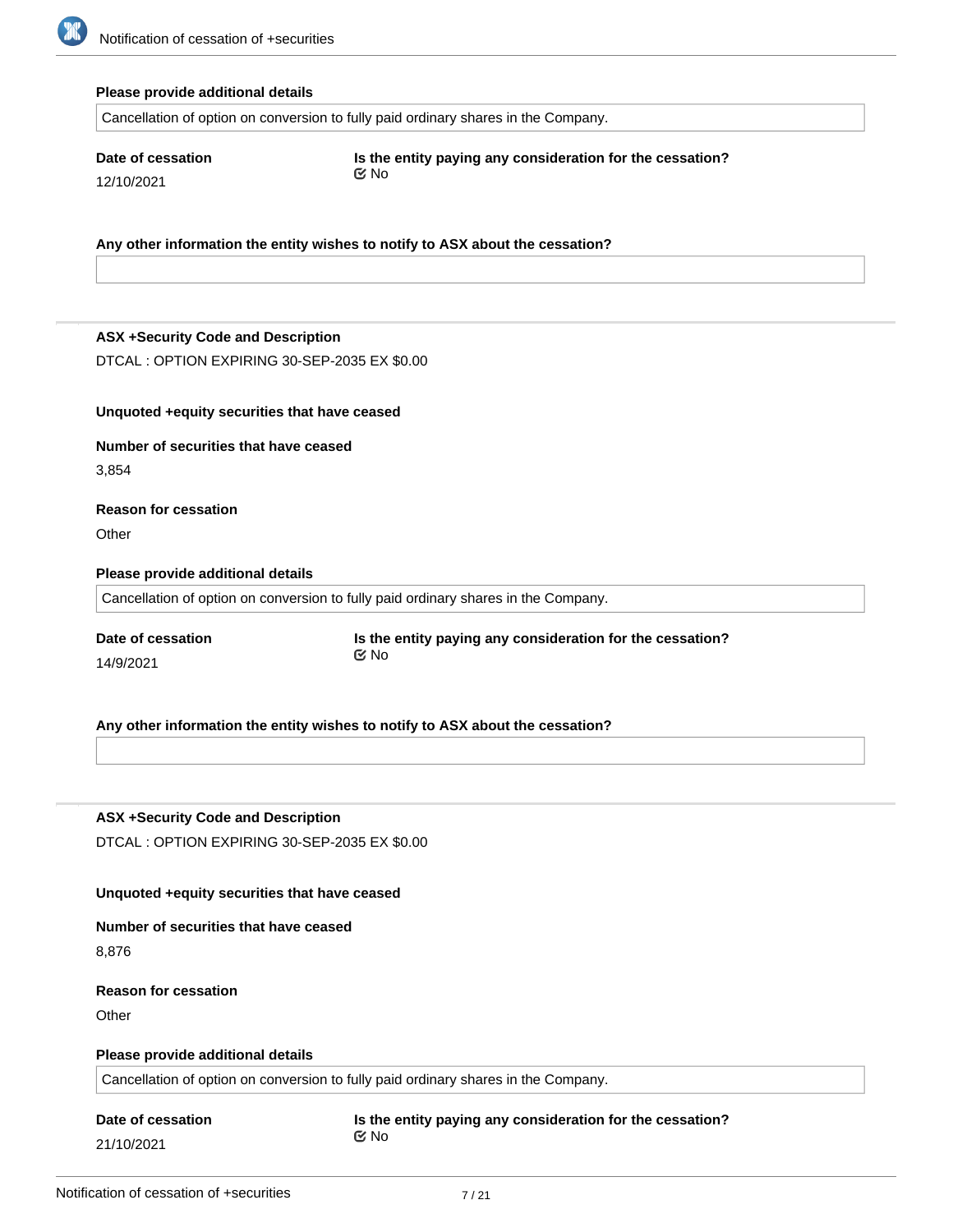**Please provide additional details**

Cancellation of option on conversion to fully paid ordinary shares in the Company.

**Date of cession**

12/10/2021

**Is the entity paying any consideration for the cessation?**

☑ No

**Any other information the entity wishes to notify to ASX about the cessation?**

---

**ASX +Security Code and Description**

DTCAL : OPTION EXPIRING 30-SEP-2035 EX $0.00

**Unquoted +equity securities that have ceased**

**Number of securities that have ceased**

3,854

**Reason for cessation**

Other

**Please provide additional details**

Cancellation of option on conversion to fully paid ordinary shares in the Company.

**Date of cessation**

14/9/2021

**Is the entity paying any consideration for the cessation?**

☑ No

**Any other information the entity wishes to notify to ASX about the cessation?**

---

**ASX +Security Code and Description**

DTCAL : OPTION EXPIRING 30-SEP-2035 EX $0.00

**Unquoted +equity securities that have ceased**

**Number of securities that have ceased**

8,876

**Reason for cessation**

Other

**Please provide additional details**

Cancellation of option on conversion to fully paid ordinary shares in the Company.

**Date of cessation**

21/10/2021

**Is the entity paying any consideration for the cessation?**

☑ No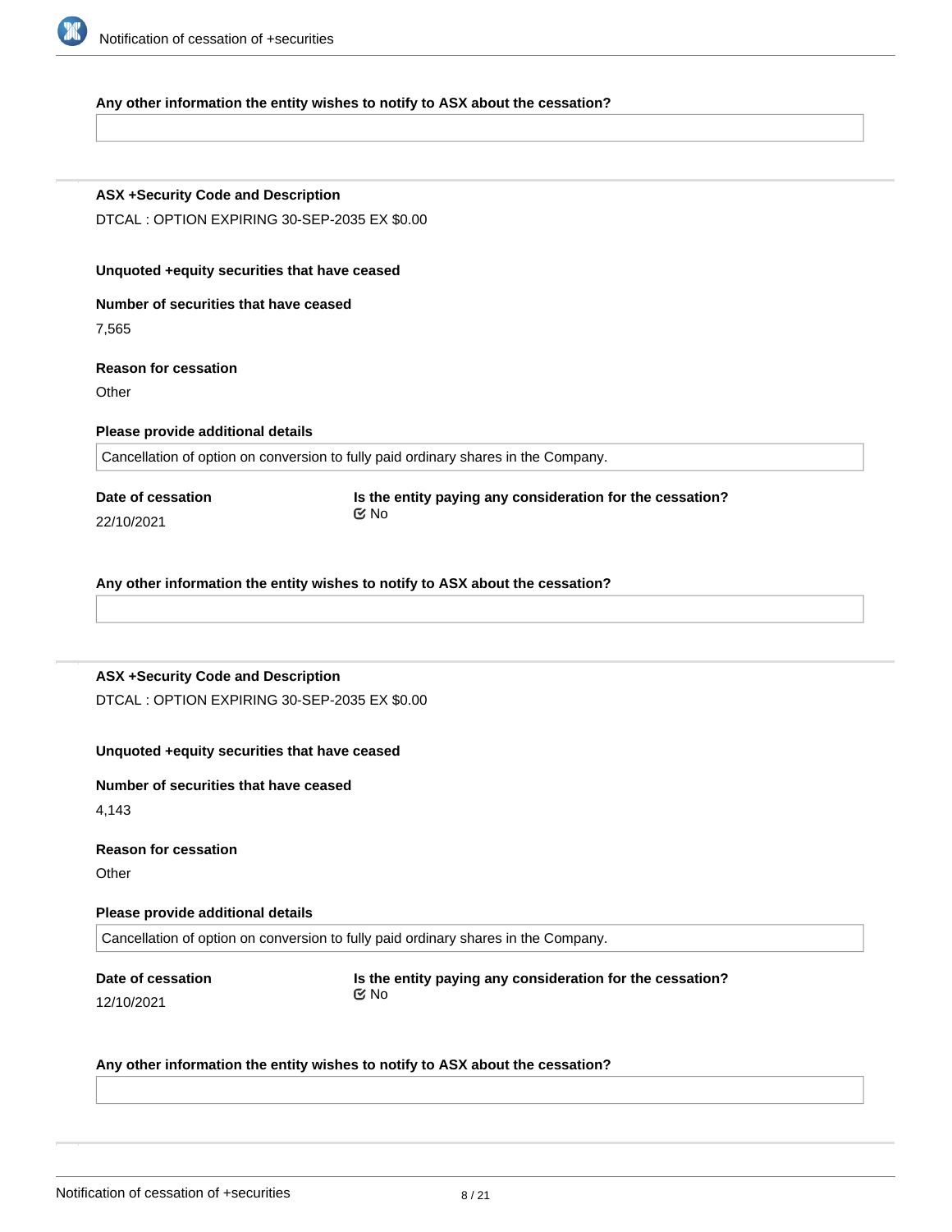**Any other information the entity wishes to notify to ASX about the cessation?**

---

**ASX +Security Code and Description**

DTCAL : OPTION EXPIRING 30-SEP-2035 EX $0.00

**Unquoted +equity securities that have ceased**

**Number of securities that have ceased**

7,565

**Reason for cessation**

Other

**Please provide additional details**

Cancellation of option on conversion to fully paid ordinary shares in the Company.

**Date of cessation**

22/10/2021

**Is the entity paying any consideration for the cessation?**

No

**Any other information the entity wishes to notify to ASX about the cessation?**

---

**ASX +Security Code and Description**

DTCAL : OPTION EXPIRING 30-SEP-2035 EX $0.00

**Unquoted +equity securities that have ceased**

**Number of securities that have ceased**

4,143

**Reason for cessation**

Other

**Please provide additional details**

Cancellation of option on conversion to fully paid ordinary shares in the Company.

**Date of cessation**

12/10/2021

**Is the entity paying any consideration for the cessation?**

No

**Any other information the entity wishes to notify to ASX about the cessation?**

---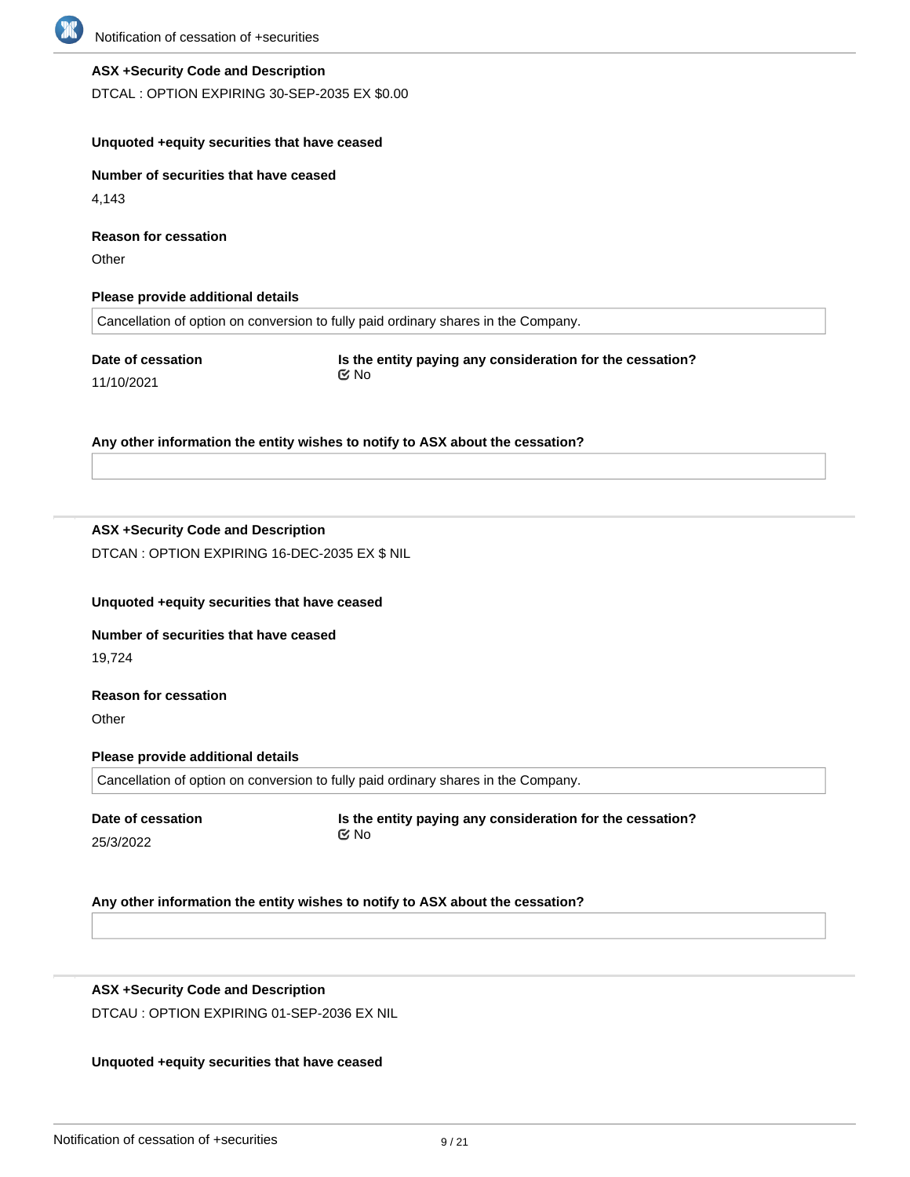**ASX +Security Code and Description**

DTCAL : OPTION EXPIRING 30-SEP-2035 EX $0.00

**Unquoted +equity securities that have ceased**

**Number of securities that have ceased**

4,143

**Reason for cessation**

Other

**Please provide additional details**

Cancellation of option on conversion to fully paid ordinary shares in the Company.

**Date of cessation**

11/10/2021

**Is the entity paying any consideration for the cessation?**

No

**Any other information the entity wishes to notify to ASX about the cessation?**

---

**ASX +Security Code and Description**

DTCAN : OPTION EXPIRING 16-DEC-2035 EX $ NIL

**Unquoted +equity securities that have ceased**

**Number of securities that have ceased**

19,724

**Reason for cessation**

Other

**Please provide additional details**

Cancellation of option on conversion to fully paid ordinary shares in the Company.

**Date of cessation**

25/3/2022

**Is the entity paying any consideration for the cessation?**

No

**Any other information the entity wishes to notify to ASX about the cessation?**

---

**ASX +Security Code and Description**

DTCAU : OPTION EXPIRING 01-SEP-2036 EX NIL

**Unquoted +equity securities that have ceased**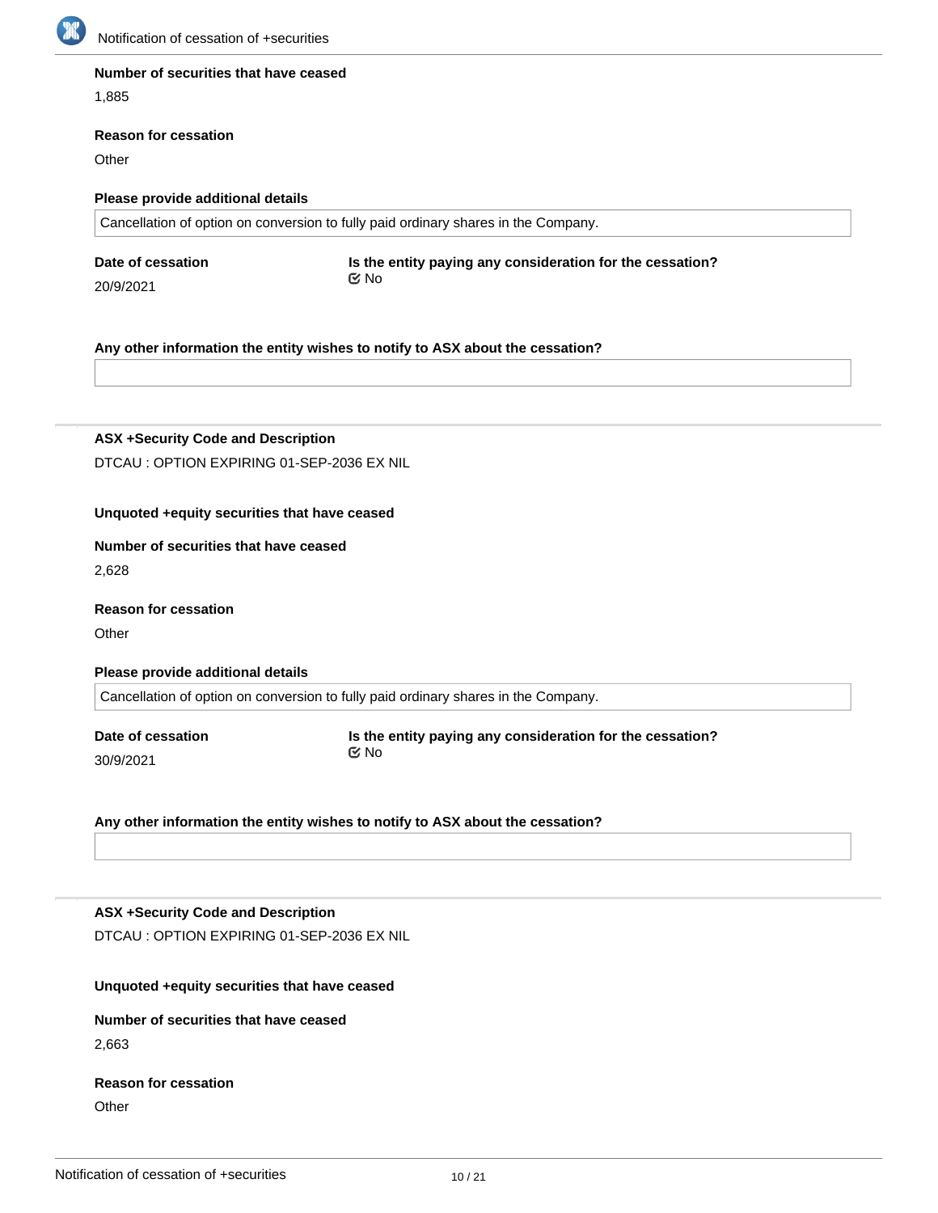**Number of securities that have ceased**

1,885

**Reason for cessation**

Other

**Please provide additional details**

Cancellation of option on conversion to fully paid ordinary shares in the Company.

**Date of cessation**

20/9/2021

**Is the entity paying any consideration for the cessation?**

No

**Any other information the entity wishes to notify to ASX about the cessation?**

---

**ASX +Security Code and Description**

DTCAU : OPTION EXPIRING 01-SEP-2036 EX NIL

**Unquoted +equity securities that have ceased**

**Number of securities that have ceased**

2,628

**Reason for cessation**

Other

**Please provide additional details**

Cancellation of option on conversion to fully paid ordinary shares in the Company.

**Date of cessation**

30/9/2021

**Is the entity paying any consideration for the cessation?**

No

**Any other information the entity wishes to notify to ASX about the cessation?**

---

**ASX +Security Code and Description**

DTCAU : OPTION EXPIRING 01-SEP-2036 EX NIL

**Unquoted +equity securities that have ceased**

**Number of securities that have ceased**

2,663

**Reason for cessation**

Other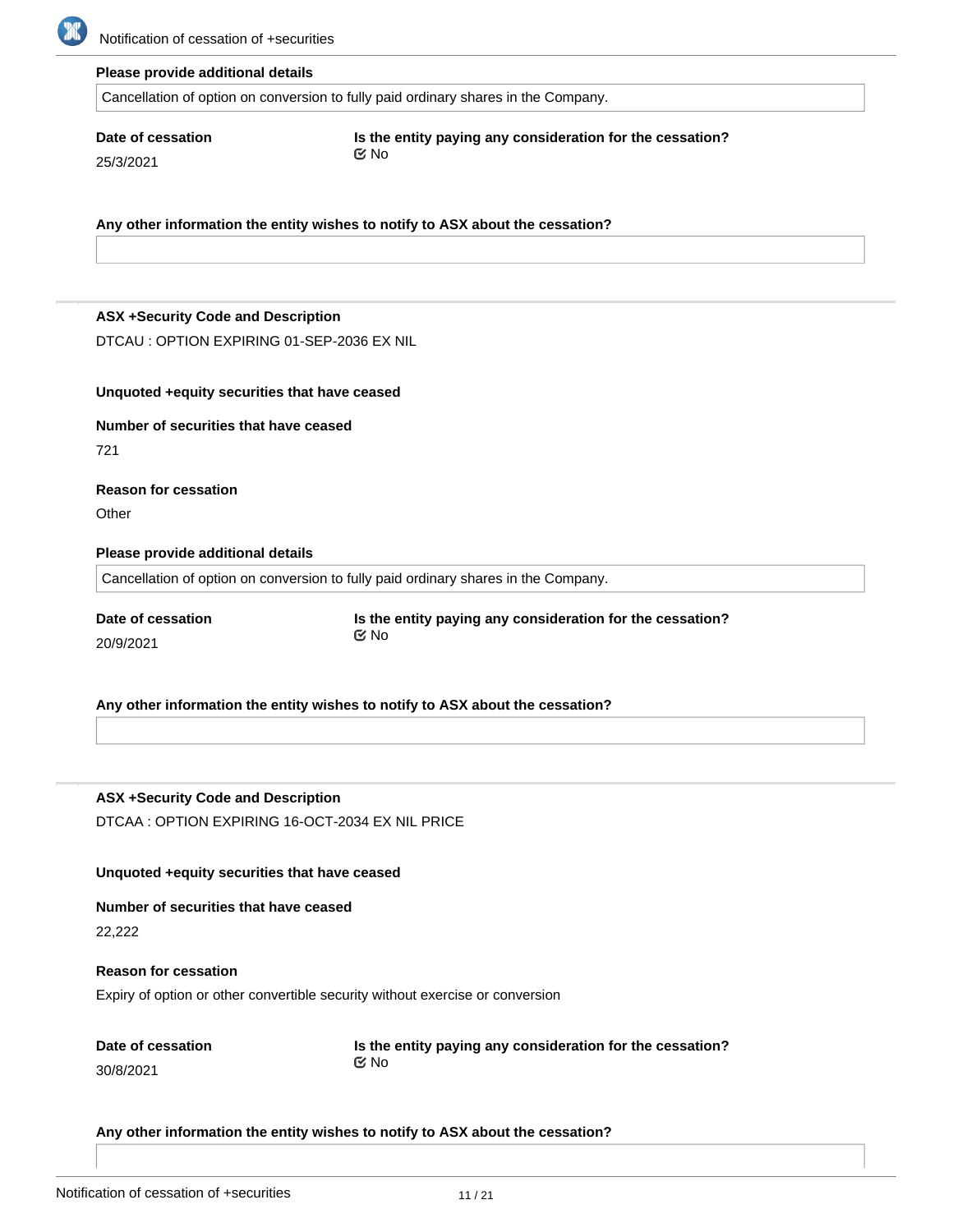**Please provide additional details**

Cancellation of option on conversion to fully paid ordinary shares in the Company.

**Date of cessation**

25/3/2021

**Is the entity paying any consideration for the cessation?**

No

**Any other information the entity wishes to notify to ASX about the cessation?**

---

**ASX +Security Code and Description**

DTCAU : OPTION EXPIRING 01-SEP-2036 EX NIL

**Unquoted +equity securities that have ceased**

**Number of securities that have ceased**

721

**Reason for cessation**

Other

**Please provide additional details**

Cancellation of option on conversion to fully paid ordinary shares in the Company.

**Date of cessation**

20/9/2021

**Is the entity paying any consideration for the cessation?**

No

**Any other information the entity wishes to notify to ASX about the cessation?**

---

**ASX +Security Code and Description**

DTCAA : OPTION EXPIRING 16-OCT-2034 EX NIL PRICE

**Unquoted +equity securities that have ceased**

**Number of securities that have ceased**

22,222

**Reason for cessation**

Expiry of option or other convertible security without exercise or conversion

**Date of cessation**

30/8/2021

**Is the entity paying any consideration for the cessation?**

No

**Any other information the entity wishes to notify to ASX about the cessation?**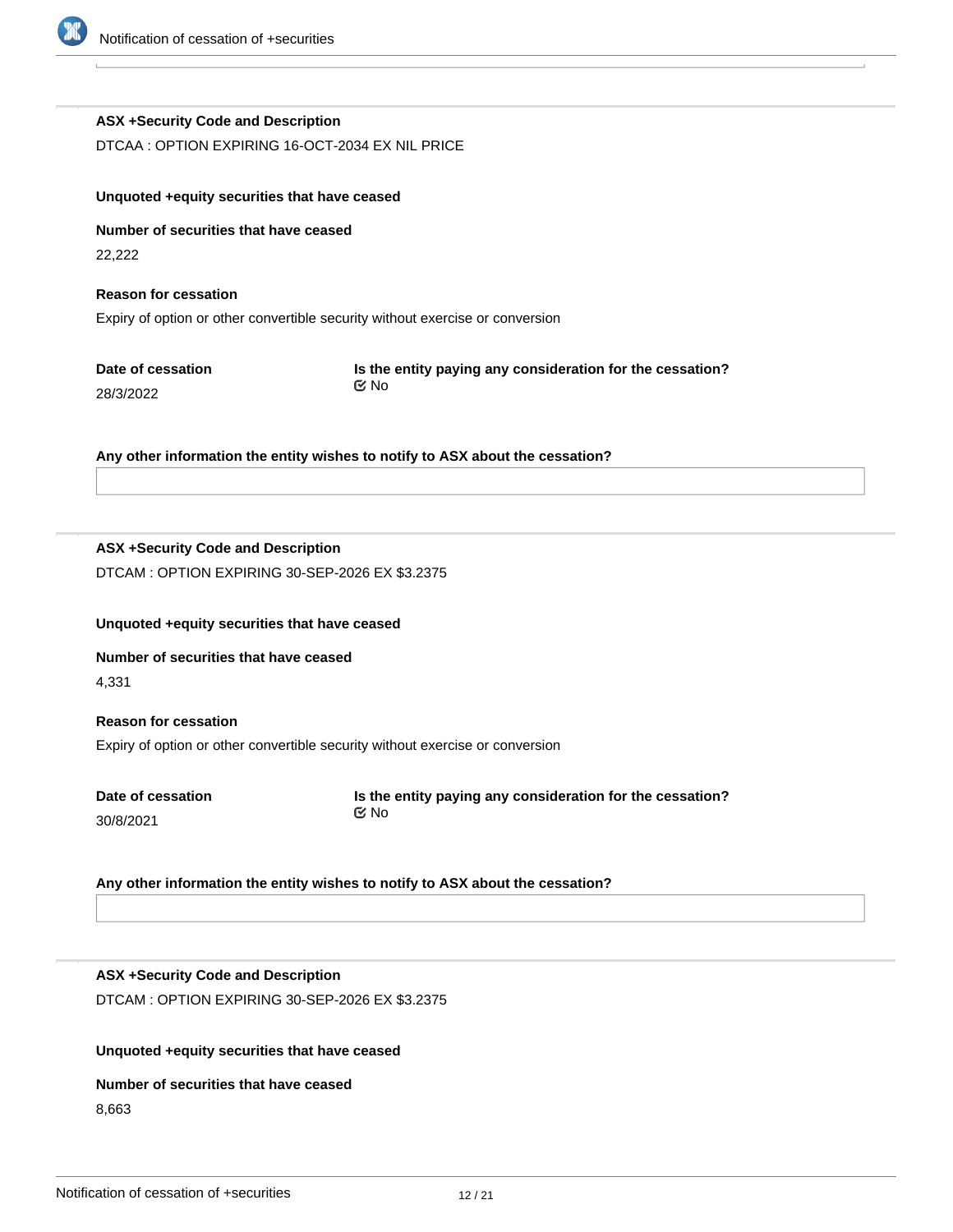**ASX +Security Code and Description**

DTCAA : OPTION EXPIRING 16-OCT-2034 EX NIL PRICE

**Unquoted +equity securities that have ceased**

**Number of securities that have ceased**

22,222

**Reason for cessation**

Expiry of option or other convertible security without exercise or conversion

**Date of cessation**

28/3/2022

**Is the entity paying any consideration for the cessation?**

No

**Any other information the entity wishes to notify to ASX about the cessation?**

---

**ASX +Security Code and Description**

DTCAM : OPTION EXPIRING 30-SEP-2026 EX $3.2375

**Unquoted +equity securities that have ceased**

**Number of securities that have ceased**

4,331

**Reason for cessation**

Expiry of option or other convertible security without exercise or conversion

**Date of cessation**

30/8/2021

**Is the entity paying any consideration for the cessation?**

No

**Any other information the entity wishes to notify to ASX about the cessation?**

---

**ASX +Security Code and Description**

DTCAM : OPTION EXPIRING 30-SEP-2026 EX $3.2375

**Unquoted +equity securities that have ceased**

**Number of securities that have ceased**

8,663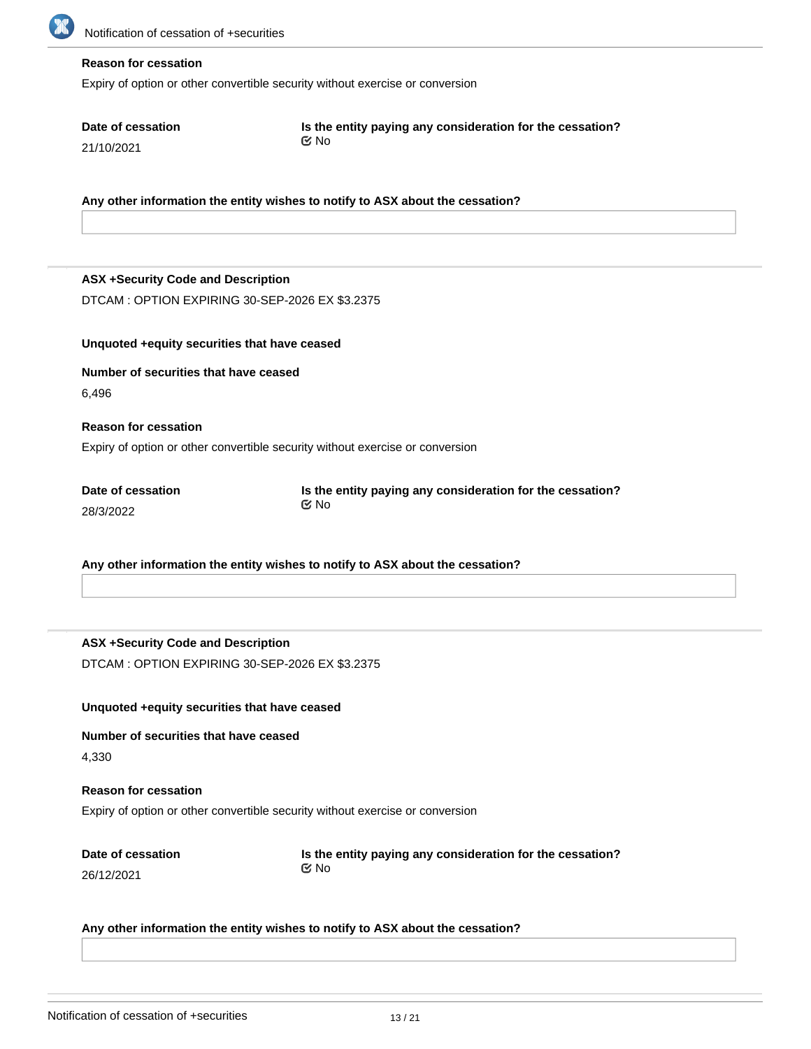**Reason for cessation**

Expiry of option or other convertible security without exercise or conversion

**Date of cessation**

21/10/2021

**Is the entity paying any consideration for the cessation?**

No

**Any other information the entity wishes to notify to ASX about the cessation?**

---

**ASX +Security Code and Description**

DTCAM : OPTION EXPIRING 30-SEP-2026 EX $3.2375

**Unquoted +equity securities that have ceased**

**Number of securities that have ceased**

6,496

**Reason for cessation**

Expiry of option or other convertible security without exercise or conversion

**Date of cessation**

28/3/2022

**Is the entity paying any consideration for the cessation?**

No

**Any other information the entity wishes to notify to ASX about the cessation?**

---

**ASX +Security Code and Description**

DTCAM : OPTION EXPIRING 30-SEP-2026 EX $3.2375

**Unquoted +equity securities that have ceased**

**Number of securities that have ceased**

4,330

**Reason for cessation**

Expiry of option or other convertible security without exercise or conversion

**Date of cessation**

26/12/2021

**Is the entity paying any consideration for the cessation?**

No

**Any other information the entity wishes to notify to ASX about the cessation?**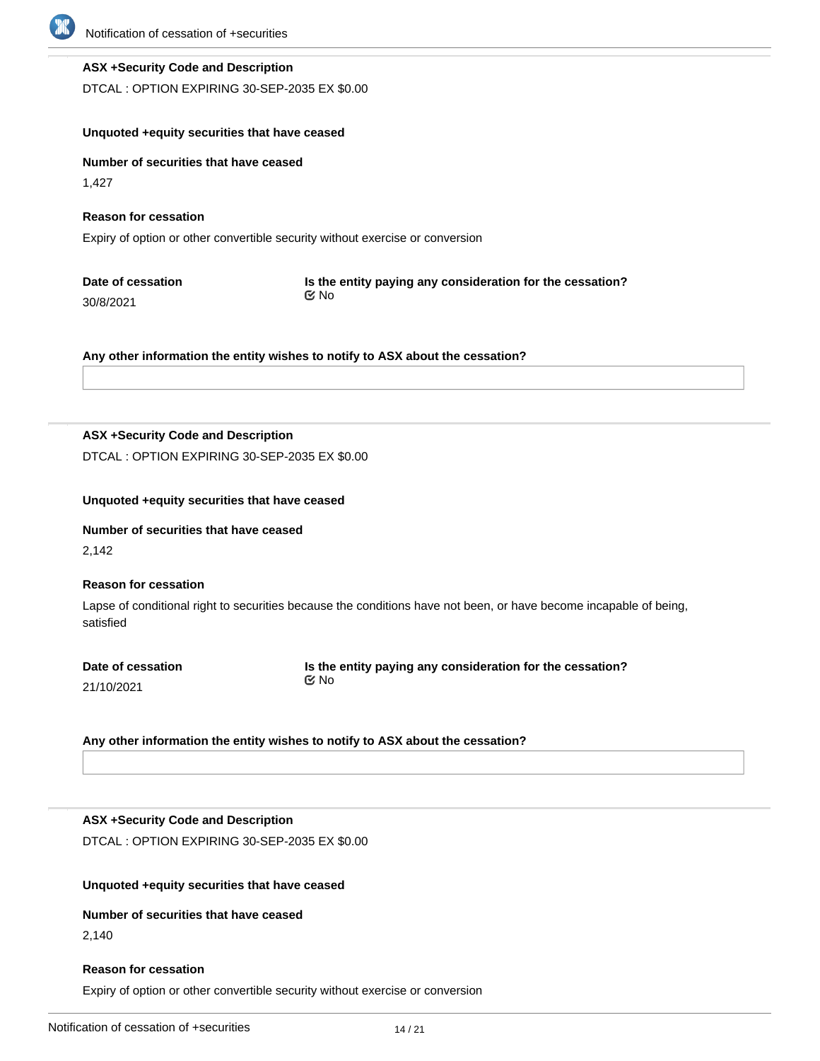**ASX +Security Code and Description**

DTCAL : OPTION EXPIRING 30-SEP-2035 EX $0.00

**Unquoted +equity securities that have ceased**

**Number of securities that have ceased**

1,427

**Reason for cessation**

Expiry of option or other convertible security without exercise or conversion

**Date of cessation**

30/8/2021

**Is the entity paying any consideration for the cessation?**

No

**Any other information the entity wishes to notify to ASX about the cessation?**

---

**ASX +Security Code and Description**

DTCAL : OPTION EXPIRING 30-SEP-2035 EX $0.00

**Unquoted +equity securities that have ceased**

**Number of securities that have ceased**

2,142

**Reason for cessation**

Lapse of conditional right to securities because the conditions have not been, or have become incapable of being, satisfied

**Date of cessation**

21/10/2021

**Is the entity paying any consideration for the cessation?**

No

**Any other information the entity wishes to notify to ASX about the cessation?**

---

**ASX +Security Code and Description**

DTCAL : OPTION EXPIRING 30-SEP-2035 EX $0.00

**Unquoted +equity securities that have ceased**

**Number of securities that have ceased**

2,140

**Reason for cessation**

Expiry of option or other convertible security without exercise or conversion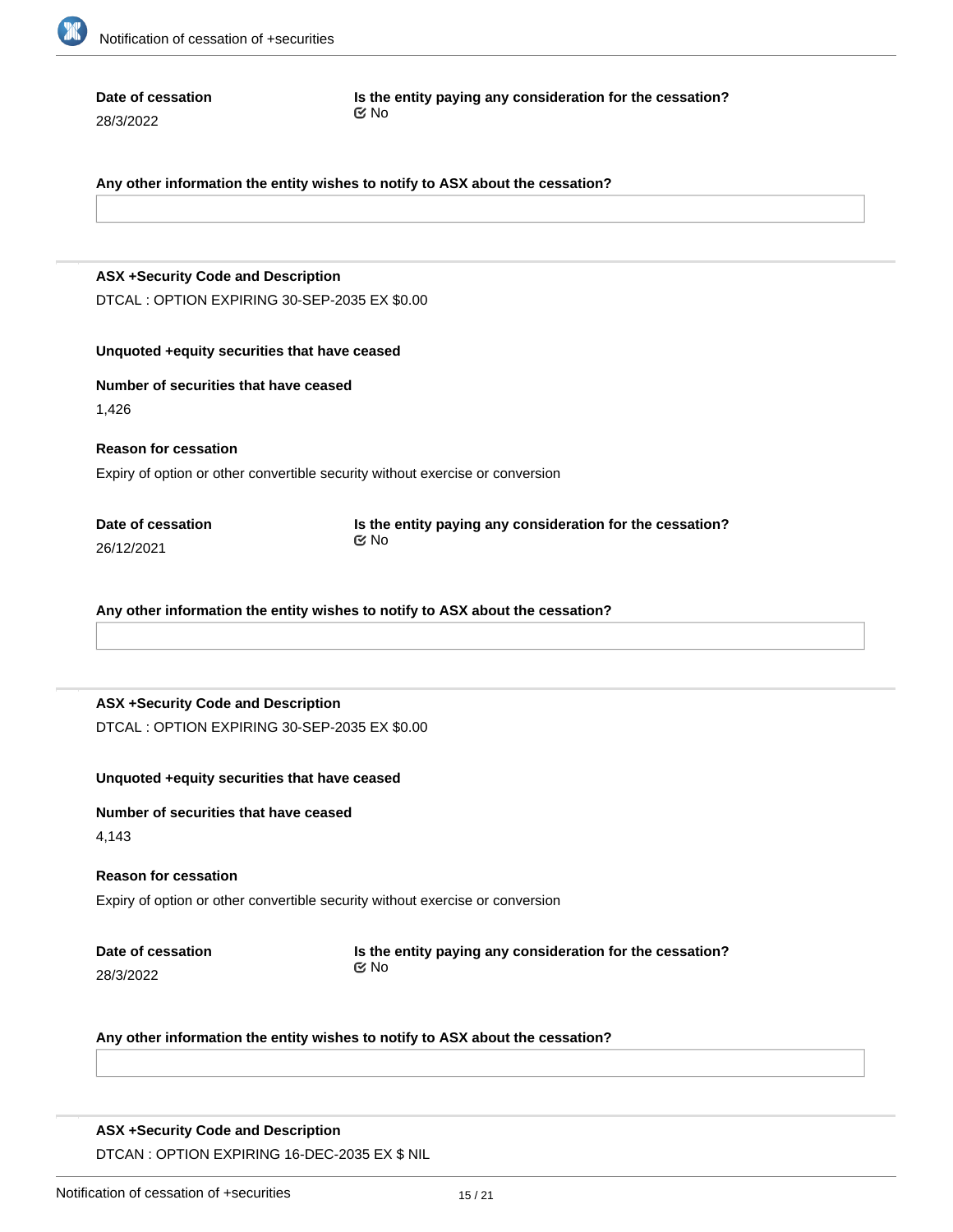**Date of cession**

28/3/2022

**Is the entity paying any consideration for the cessation?**

☑ No

**Any other information the entity wishes to notify to ASX about the cessation?**

---

**ASX +Security Code and Description**

DTCAL : OPTION EXPIRING 30-SEP-2035 EX $0.00

**Unquoted +equity securities that have ceased**

**Number of securities that have ceased**

1,426

**Reason for cessation**

Expiry of option or other convertible security without exercise or conversion

**Date of cessation**

26/12/2021

**Is the entity paying any consideration for the cessation?**

☑ No

**Any other information the entity wishes to notify to ASX about the cessation?**

---

**ASX +Security Code and Description**

DTCAL : OPTION EXPIRING 30-SEP-2035 EX $0.00

**Unquoted +equity securities that have ceased**

**Number of securities that have ceased**

4,143

**Reason for cessation**

Expiry of option or other convertible security without exercise or conversion

**Date of cessation**

28/3/2022

**Is the entity paying any consideration for the cessation?**

☑ No

**Any other information the entity wishes to notify to ASX about the cessation?**

---

**ASX +Security Code and Description**

DTCAN : OPTION EXPIRING 16-DEC-2035 EX $ NIL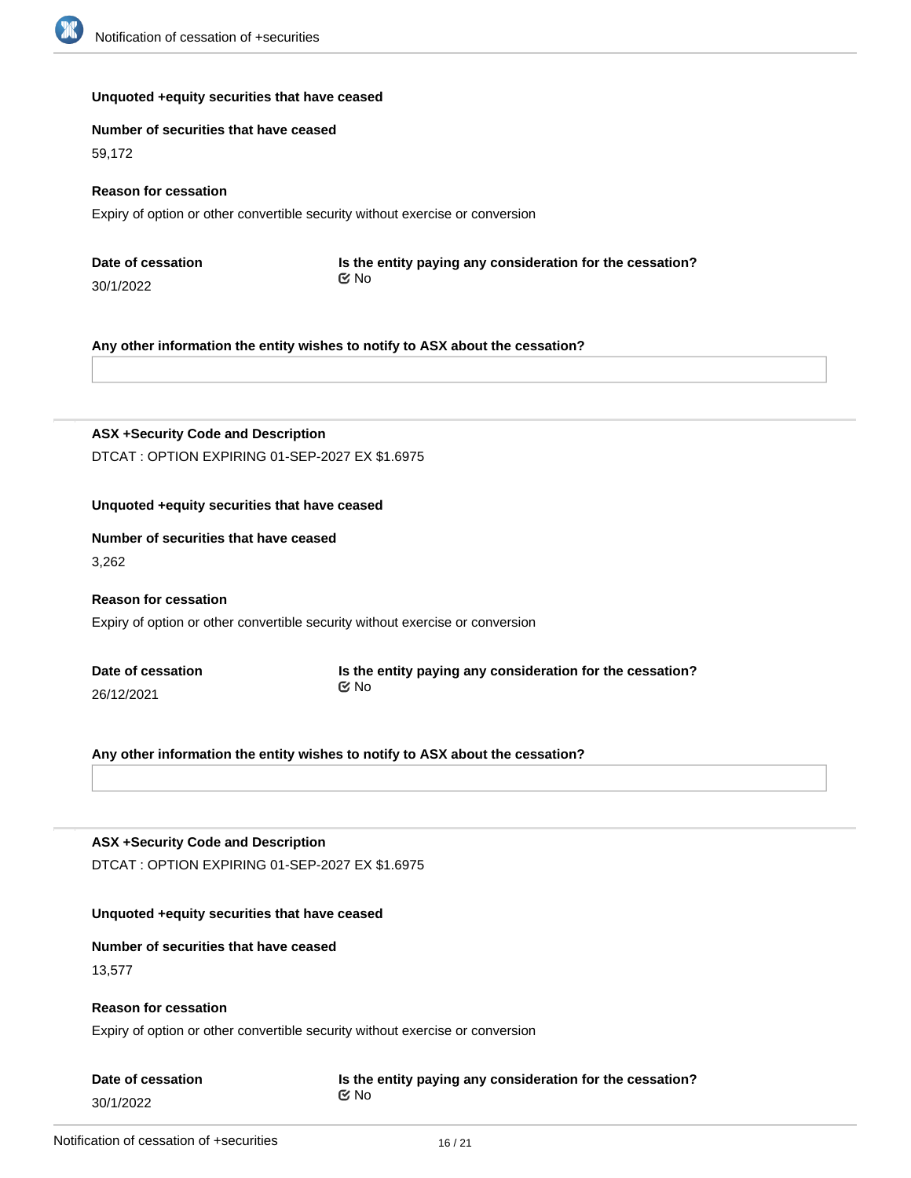**Unquoted +equity securities that have ceased**

**Number of securities that have ceased**

59,172

**Reason for cessation**

Expiry of option or other convertible security without exercise or conversion

**Date of cessation**

30/1/2022

**Is the entity paying any consideration for the cessation?**

No

**Any other information the entity wishes to notify to ASX about the cessation?**

---

**ASX +Security Code and Description**

DTCAT : OPTION EXPIRING 01-SEP-2027 EX $1.6975

**Unquoted +equity securities that have ceased**

**Number of securities that have ceased**

3,262

**Reason for cessation**

Expiry of option or other convertible security without exercise or conversion

**Date of cessation**

26/12/2021

**Is the entity paying any consideration for the cessation?**

No

**Any other information the entity wishes to notify to ASX about the cessation?**

---

**ASX +Security Code and Description**

DTCAT : OPTION EXPIRING 01-SEP-2027 EX $1.6975

**Unquoted +equity securities that have ceased**

**Number of securities that have ceased**

13,577

**Reason for cessation**

Expiry of option or other convertible security without exercise or conversion

**Date of cessation**

30/1/2022

**Is the entity paying any consideration for the cessation?**

No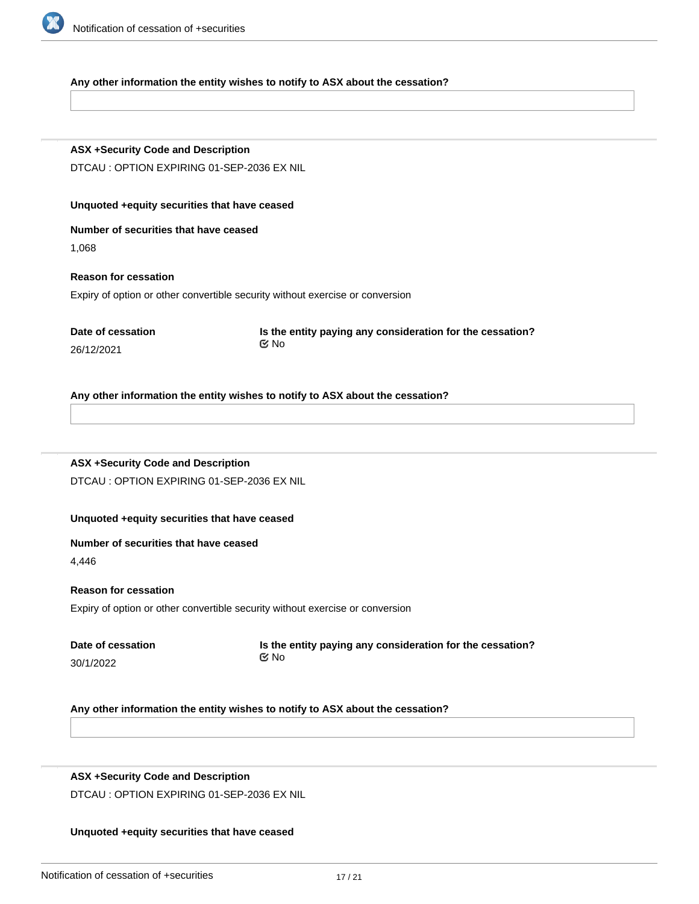**Any other information the entity wishes to notify to ASX about the cessation?**

---

**ASX +Security Code and Description**

DTCAU : OPTION EXPIRING 01-SEP-2036 EX NIL

**Unquoted +equity securities that have ceased**

**Number of securities that have ceased**

1,068

**Reason for cessation**

Expiry of option or other convertible security without exercise or conversion

**Date of cessation**

26/12/2021

**Is the entity paying any consideration for the cessation?**

No

**Any other information the entity wishes to notify to ASX about the cessation?**

---

**ASX +Security Code and Description**

DTCAU : OPTION EXPIRING 01-SEP-2036 EX NIL

**Unquoted +equity securities that have ceased**

**Number of securities that have ceased**

4,446

**Reason for cessation**

Expiry of option or other convertible security without exercise or conversion

**Date of cessation**

30/1/2022

**Is the entity paying any consideration for the cessation?**

No

**Any other information the entity wishes to notify to ASX about the cessation?**

---

**ASX +Security Code and Description**

DTCAU : OPTION EXPIRING 01-SEP-2036 EX NIL

**Unquoted +equity securities that have ceased**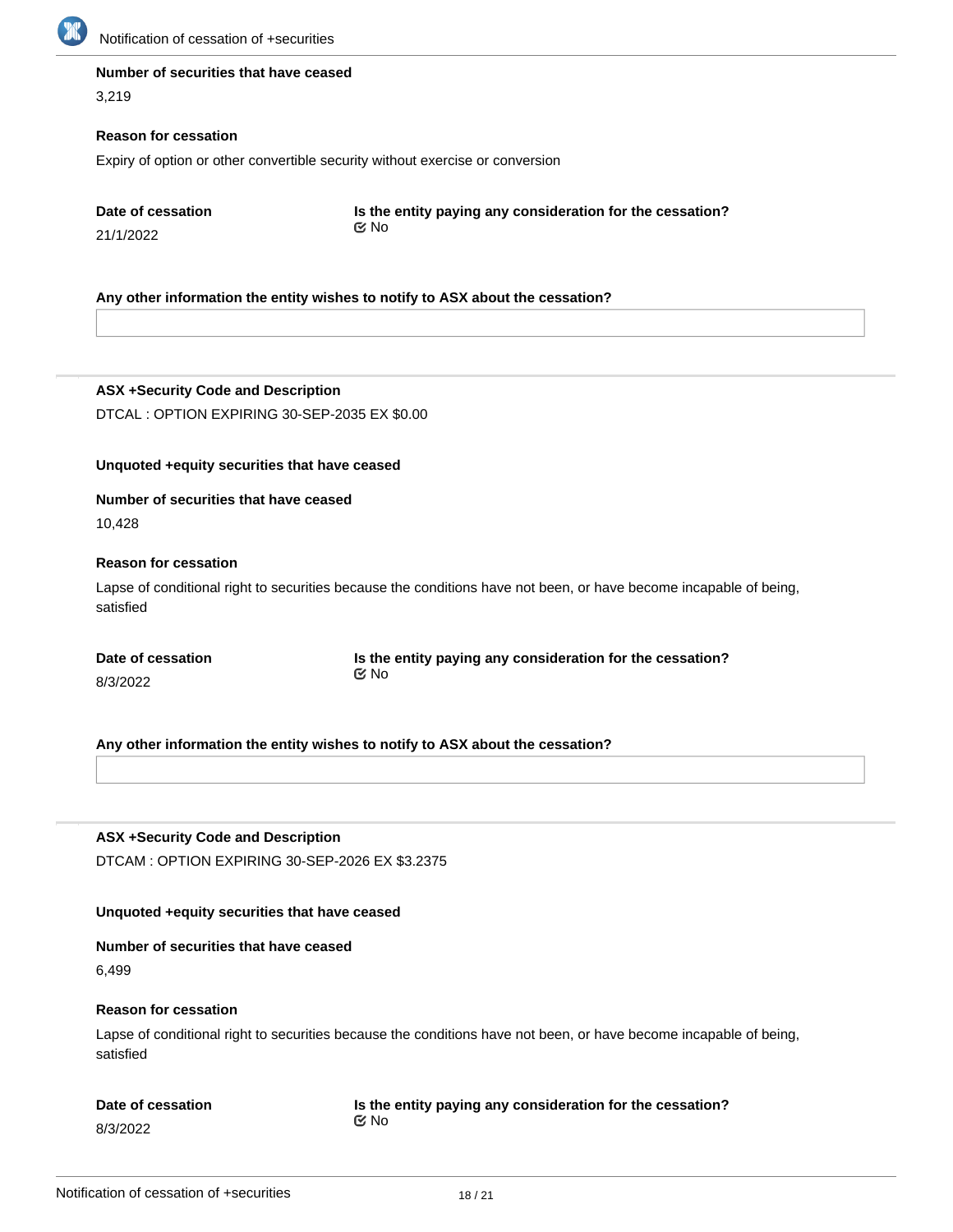**Number of securities that have ceased**

3,219

**Reason for cessation**

Expiry of option or other convertible security without exercise or conversion

**Date of cessation**

21/1/2022

**Is the entity paying any consideration for the cessation?**

No

**Any other information the entity wishes to notify to ASX about the cessation?**

---

**ASX +Security Code and Description**

DTCAL : OPTION EXPIRING 30-SEP-2035 EX $0.00

**Unquoted +equity securities that have ceased**

**Number of securities that have ceased**

10,428

**Reason for cessation**

Lapse of conditional right to securities because the conditions have not been, or have become incapable of being, satisfied

**Date of cessation**

8/3/2022

**Is the entity paying any consideration for the cessation?**

No

**Any other information the entity wishes to notify to ASX about the cessation?**

---

**ASX +Security Code and Description**

DTCAM : OPTION EXPIRING 30-SEP-2026 EX $3.2375

**Unquoted +equity securities that have ceased**

**Number of securities that have ceased**

6,499

**Reason for cessation**

Lapse of conditional right to securities because the conditions have not been, or have become incapable of being, satisfied

**Date of cessation**

8/3/2022

**Is the entity paying any consideration for the cessation?**

No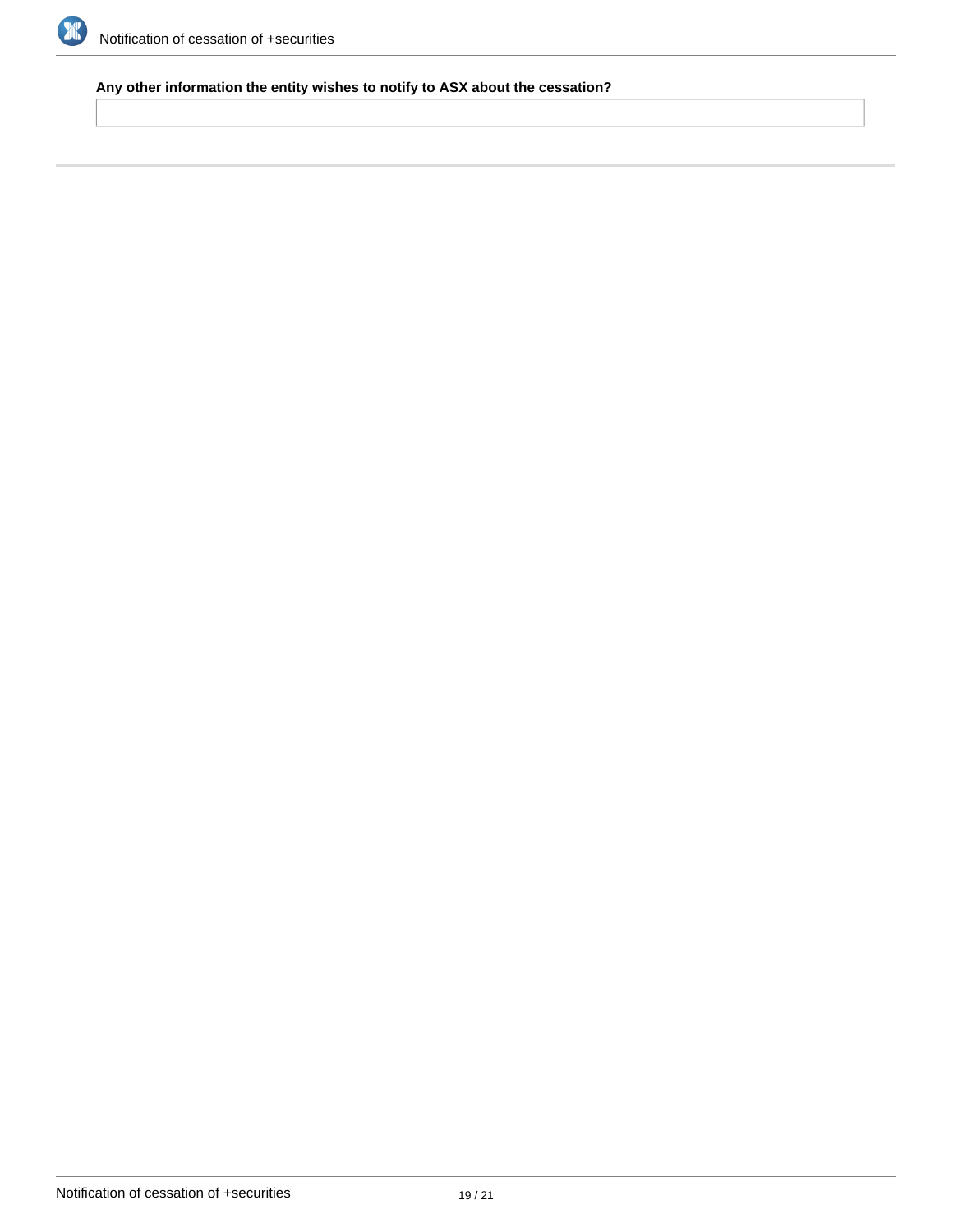**Any other information the entity wishes to notify to ASX about the cessation?**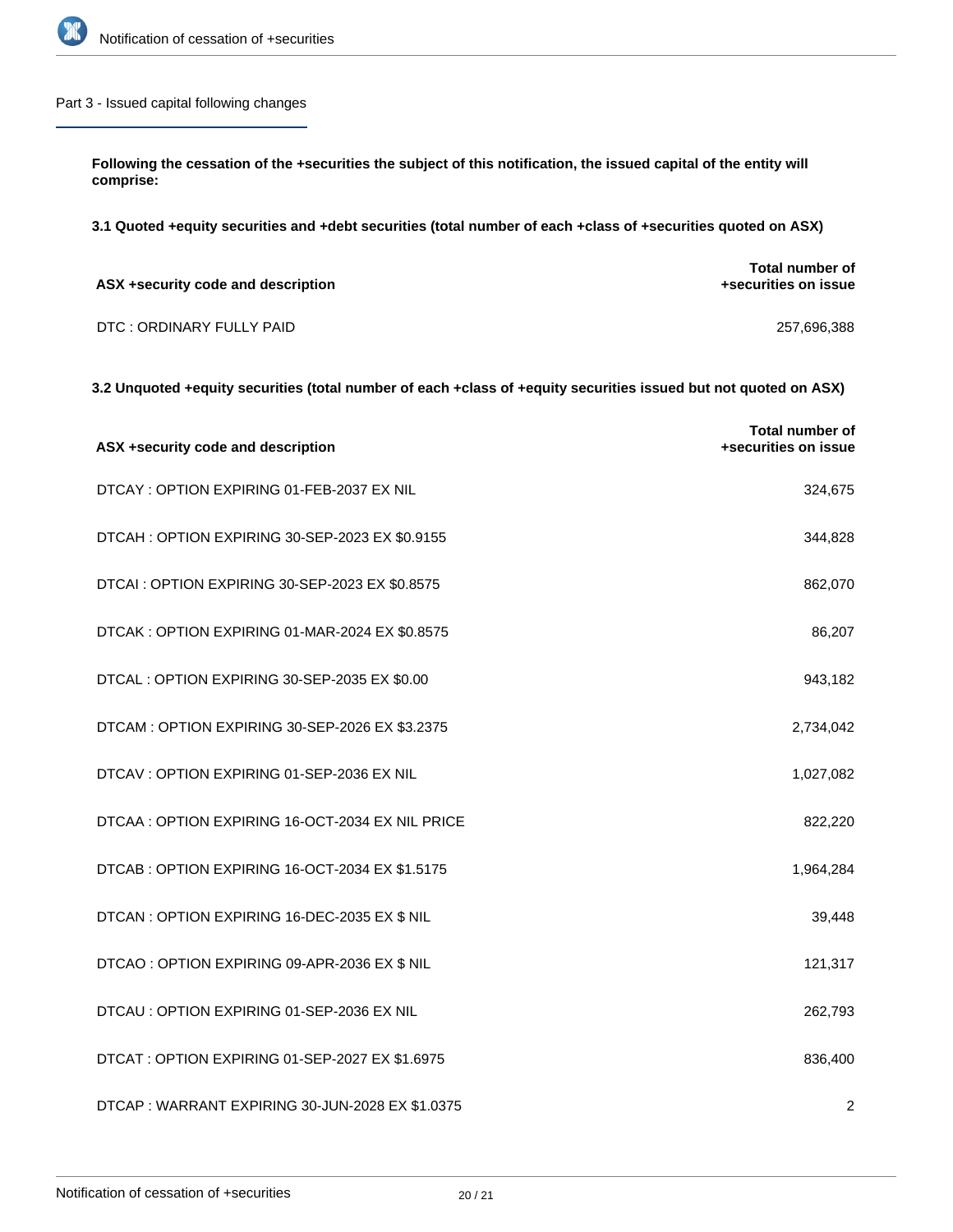## Part 3 - Issued capital following changes

**Following the cessation of the +securities the subject of this notification, the issued capital of the entity will comprise:**

**3.1 Quoted +equity securities and +debt securities (total number of each +class of +securities quoted on ASX)**

| ASX +security code and description | Total number of +securities on issue |
|---|---|
| DTC : ORDINARY FULLY PAID | 257,696,388 |

**3.2 Unquoted +equity securities (total number of each +class of +equity securities issued but not quoted on ASX)**

| ASX +security code and description | Total number of +securities on issue |
|---|---|
| DTCAY : OPTION EXPIRING 01-FEB-2037 EX NIL | 324,675 |
| DTCAH : OPTION EXPIRING 30-SEP-2023 EX $0.9155 | 344,828 |
| DTCAI : OPTION EXPIRING 30-SEP-2023 EX $0.8575 | 862,070 |
| DTCAK : OPTION EXPIRING 01-MAR-2024 EX $0.8575 | 86,207 |
| DTCAL : OPTION EXPIRING 30-SEP-2035 EX $0.00 | 943,182 |
| DTCAM : OPTION EXPIRING 30-SEP-2026 EX $3.2375 | 2,734,042 |
| DTCAV : OPTION EXPIRING 01-SEP-2036 EX NIL | 1,027,082 |
| DTCAA : OPTION EXPIRING 16-OCT-2034 EX NIL PRICE | 822,220 |
| DTCAB : OPTION EXPIRING 16-OCT-2034 EX $1.5175 | 1,964,284 |
| DTCAN : OPTION EXPIRING 16-DEC-2035 EX $ NIL | 39,448 |
| DTCAO : OPTION EXPIRING 09-APR-2036 EX $ NIL | 121,317 |
| DTCAU : OPTION EXPIRING 01-SEP-2036 EX NIL | 262,793 |
| DTCAT : OPTION EXPIRING 01-SEP-2027 EX $1.6975 | 836,400 |
| DTCAP : WARRANT EXPIRING 30-JUN-2028 EX $1.0375 | 2 |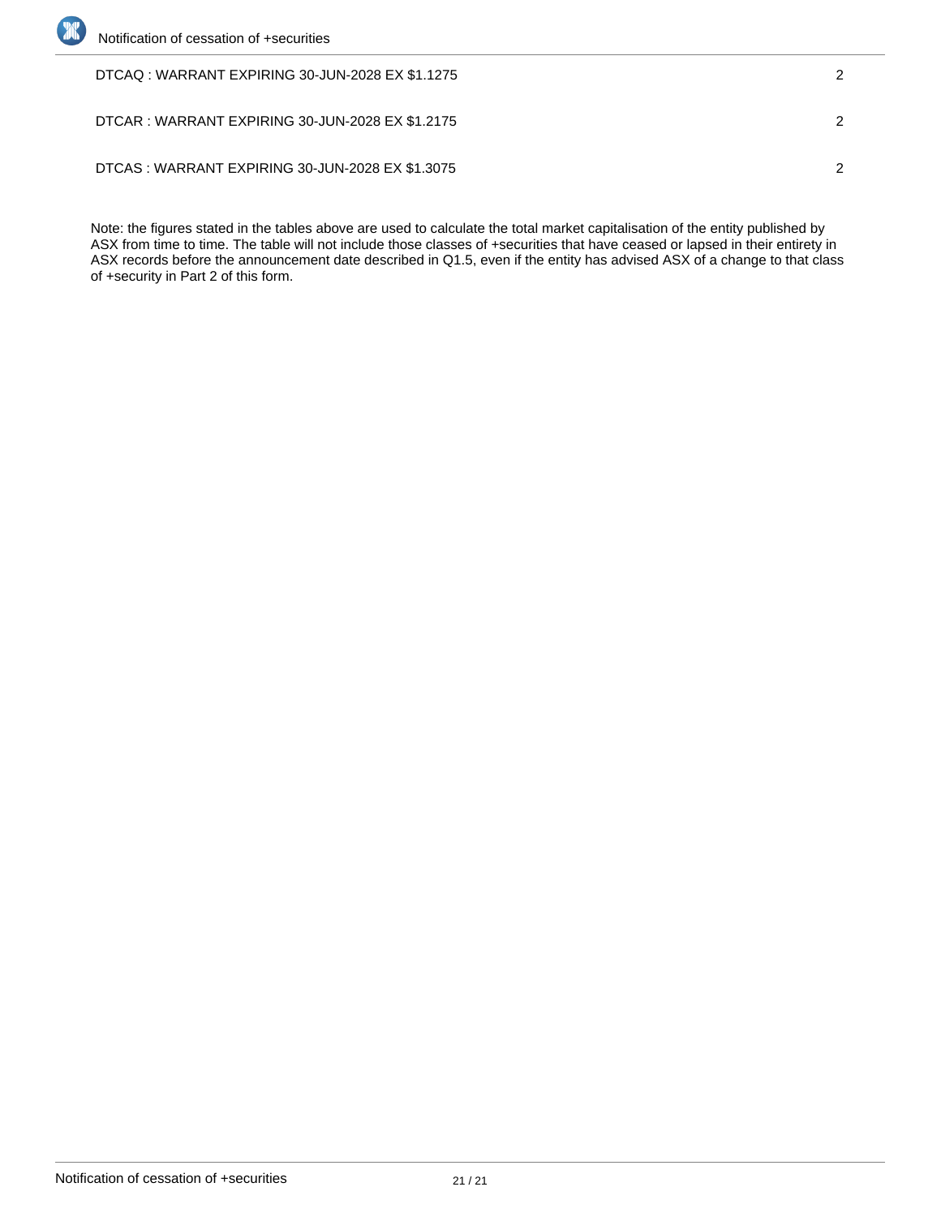| | |
|---|---|
| DTCAQ : WARRANT EXPIRING 30-JUN-2028 EX $1.1275 | 2 |
| DTCAR : WARRANT EXPIRING 30-JUN-2028 EX $1.2175 | 2 |
| DTCAS : WARRANT EXPIRING 30-JUN-2028 EX $1.3075 | 2 |

Note: the figures stated in the tables above are used to calculate the total market capitalisation of the entity published by ASX from time to time. The table will not include those classes of +securities that have ceased or lapsed in their entirety in ASX records before the announcement date described in Q1.5, even if the entity has advised ASX of a change to that class of +security in Part 2 of this form.